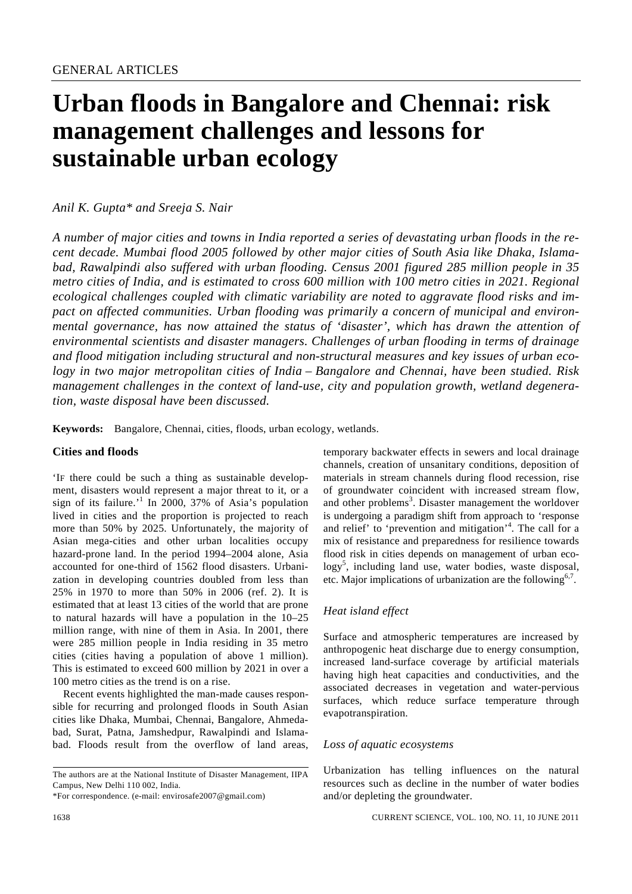GENERAL ARTICLES

# Urban floods in Bangalore and Chennai: risk management challenges and lessons for sustainable urban ecology

*Anil K. Gupta\* and Sreeja S. Nair*

*A number of major cities and towns in India reported a series of devastating urban floods in the recent decade. Mumbai flood 2005 followed by other major cities of South Asia like Dhaka, Islamabad, Rawalpindi also suffered with urban flooding. Census 2001 figured 285 million people in 35 metro cities of India, and is estimated to cross 600 million with 100 metro cities in 2021. Regional ecological challenges coupled with climatic variability are noted to aggravate flood risks and impact on affected communities. Urban flooding was primarily a concern of municipal and environmental governance, has now attained the status of 'disaster', which has drawn the attention of environmental scientists and disaster managers. Challenges of urban flooding in terms of drainage and flood mitigation including structural and non-structural measures and key issues of urban ecology in two major metropolitan cities of India – Bangalore and Chennai, have been studied. Risk management challenges in the context of land-use, city and population growth, wetland degeneration, waste disposal have been discussed.*

**Keywords:** Bangalore, Chennai, cities, floods, urban ecology, wetlands.

## Cities and floods

'IF there could be such a thing as sustainable development, disasters would represent a major threat to it, or a sign of its failure.'[1] In 2000, 37% of Asia's population lived in cities and the proportion is projected to reach more than 50% by 2025. Unfortunately, the majority of Asian mega-cities and other urban localities occupy hazard-prone land. In the period 1994–2004 alone, Asia accounted for one-third of 1562 flood disasters. Urbanization in developing countries doubled from less than 25% in 1970 to more than 50% in 2006 (ref. 2). It is estimated that at least 13 cities of the world that are prone to natural hazards will have a population in the 10–25 million range, with nine of them in Asia. In 2001, there were 285 million people in India residing in 35 metro cities (cities having a population of above 1 million). This is estimated to exceed 600 million by 2021 in over a 100 metro cities as the trend is on a rise.

Recent events highlighted the man-made causes responsible for recurring and prolonged floods in South Asian cities like Dhaka, Mumbai, Chennai, Bangalore, Ahmedabad, Surat, Patna, Jamshedpur, Rawalpindi and Islamabad. Floods result from the overflow of land areas, temporary backwater effects in sewers and local drainage channels, creation of unsanitary conditions, deposition of materials in stream channels during flood recession, rise of groundwater coincident with increased stream flow, and other problems[3]. Disaster management the worldover is undergoing a paradigm shift from approach to 'response and relief' to 'prevention and mitigation'[4]. The call for a mix of resistance and preparedness for resilience towards flood risk in cities depends on management of urban ecology[5], including land use, water bodies, waste disposal, etc. Major implications of urbanization are the following[6,7].

### *Heat island effect*

Surface and atmospheric temperatures are increased by anthropogenic heat discharge due to energy consumption, increased land-surface coverage by artificial materials having high heat capacities and conductivities, and the associated decreases in vegetation and water-pervious surfaces, which reduce surface temperature through evapotranspiration.

### *Loss of aquatic ecosystems*

Urbanization has telling influences on the natural resources such as decline in the number of water bodies and/or depleting the groundwater.

The authors are at the National Institute of Disaster Management, IIPA Campus, New Delhi 110 002, India.

\*For correspondence. (e-mail: envirosafe2007@gmail.com)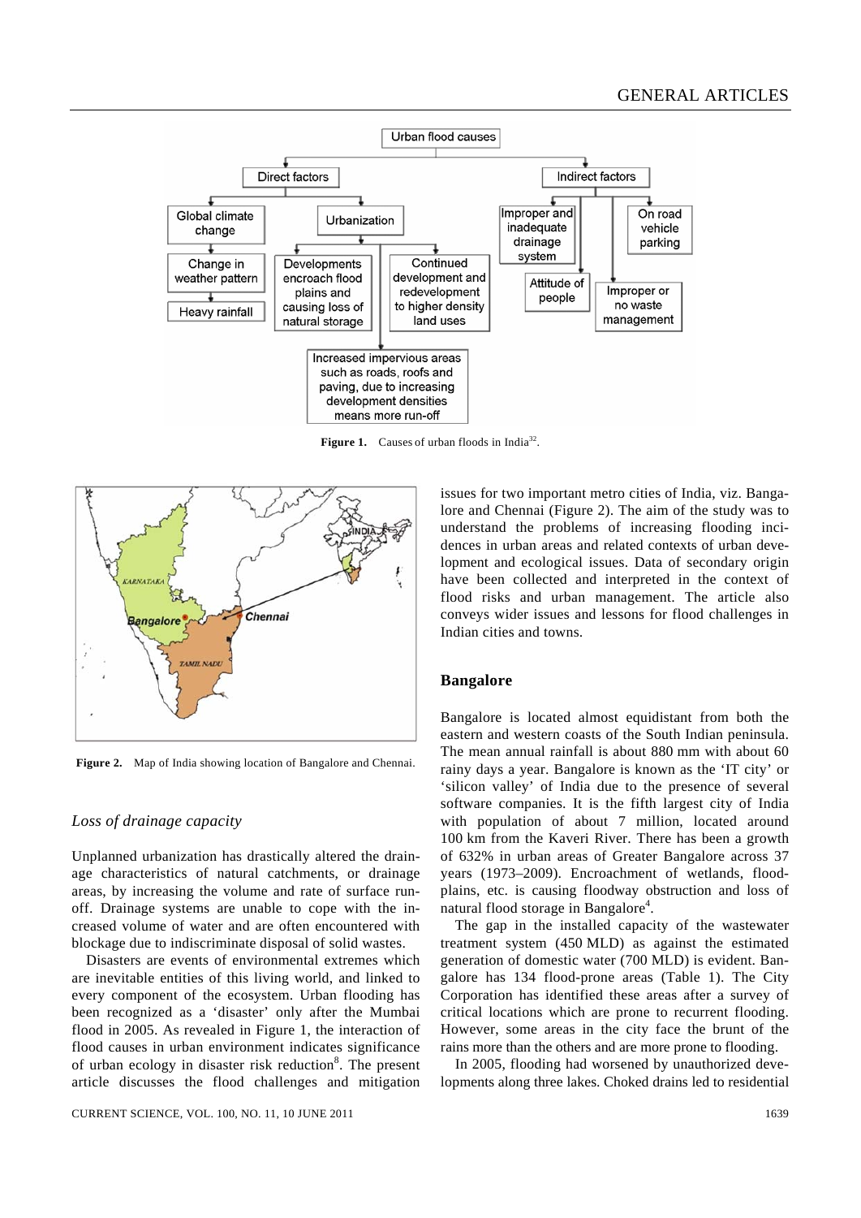**Figure 1.** Causes of urban floods in India[32].

**Figure 2.** Map of India showing location of Bangalore and Chennai.

*Loss of drainage capacity*

Unplanned urbanization has drastically altered the drainage characteristics of natural catchments, or drainage areas, by increasing the volume and rate of surface runoff. Drainage systems are unable to cope with the increased volume of water and are often encountered with blockage due to indiscriminate disposal of solid wastes.

Disasters are events of environmental extremes which are inevitable entities of this living world, and linked to every component of the ecosystem. Urban flooding has been recognized as a 'disaster' only after the Mumbai flood in 2005. As revealed in Figure 1, the interaction of flood causes in urban environment indicates significance of urban ecology in disaster risk reduction[8]. The present article discusses the flood challenges and mitigation issues for two important metro cities of India, viz. Bangalore and Chennai (Figure 2). The aim of the study was to understand the problems of increasing flooding incidences in urban areas and related contexts of urban development and ecological issues. Data of secondary origin have been collected and interpreted in the context of flood risks and urban management. The article also conveys wider issues and lessons for flood challenges in Indian cities and towns.

## Bangalore

Bangalore is located almost equidistant from both the eastern and western coasts of the South Indian peninsula. The mean annual rainfall is about 880 mm with about 60 rainy days a year. Bangalore is known as the 'IT city' or 'silicon valley' of India due to the presence of several software companies. It is the fifth largest city of India with population of about 7 million, located around 100 km from the Kaveri River. There has been a growth of 632% in urban areas of Greater Bangalore across 37 years (1973–2009). Encroachment of wetlands, floodplains, etc. is causing floodway obstruction and loss of natural flood storage in Bangalore[4].

The gap in the installed capacity of the wastewater treatment system (450 MLD) as against the estimated generation of domestic water (700 MLD) is evident. Bangalore has 134 flood-prone areas (Table 1). The City Corporation has identified these areas after a survey of critical locations which are prone to recurrent flooding. However, some areas in the city face the brunt of the rains more than the others and are more prone to flooding.

In 2005, flooding had worsened by unauthorized developments along three lakes. Choked drains led to residential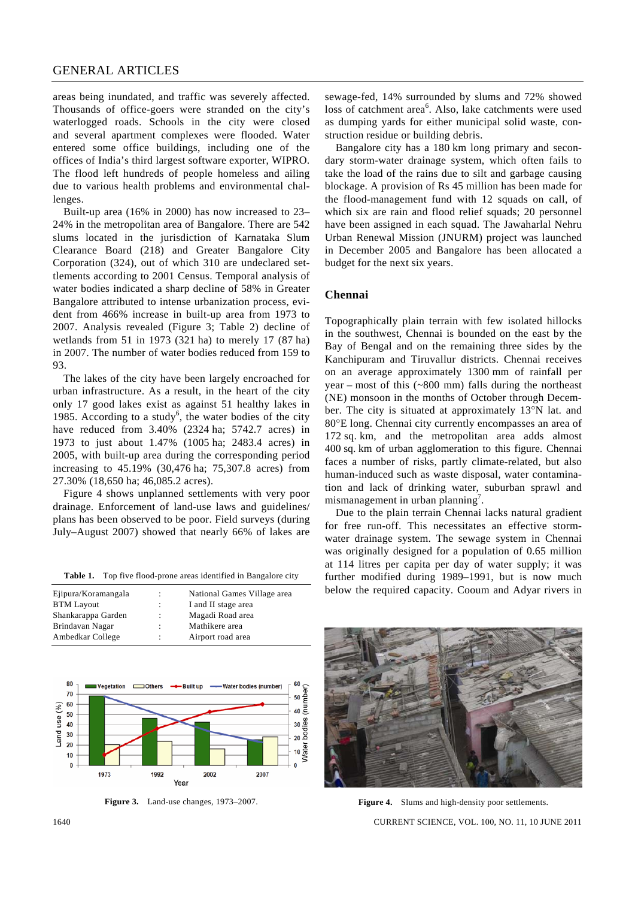areas being inundated, and traffic was severely affected. Thousands of office-goers were stranded on the city's waterlogged roads. Schools in the city were closed and several apartment complexes were flooded. Water entered some office buildings, including one of the offices of India's third largest software exporter, WIPRO. The flood left hundreds of people homeless and ailing due to various health problems and environmental challenges.

Built-up area (16% in 2000) has now increased to 23–24% in the metropolitan area of Bangalore. There are 542 slums located in the jurisdiction of Karnataka Slum Clearance Board (218) and Greater Bangalore City Corporation (324), out of which 310 are undeclared settlements according to 2001 Census. Temporal analysis of water bodies indicated a sharp decline of 58% in Greater Bangalore attributed to intense urbanization process, evident from 466% increase in built-up area from 1973 to 2007. Analysis revealed (Figure 3; Table 2) decline of wetlands from 51 in 1973 (321 ha) to merely 17 (87 ha) in 2007. The number of water bodies reduced from 159 to 93.

The lakes of the city have been largely encroached for urban infrastructure. As a result, in the heart of the city only 17 good lakes exist as against 51 healthy lakes in 1985. According to a study[6], the water bodies of the city have reduced from 3.40% (2324 ha; 5742.7 acres) in 1973 to just about 1.47% (1005 ha; 2483.4 acres) in 2005, with built-up area during the corresponding period increasing to 45.19% (30,476 ha; 75,307.8 acres) from 27.30% (18,650 ha; 46,085.2 acres).

Figure 4 shows unplanned settlements with very poor drainage. Enforcement of land-use laws and guidelines/plans has been observed to be poor. Field surveys (during July–August 2007) showed that nearly 66% of lakes are sewage-fed, 14% surrounded by slums and 72% showed loss of catchment area[6]. Also, lake catchments were used as dumping yards for either municipal solid waste, construction residue or building debris.

Bangalore city has a 180 km long primary and secondary storm-water drainage system, which often fails to take the load of the rains due to silt and garbage causing blockage. A provision of Rs 45 million has been made for the flood-management fund with 12 squads on call, of which six are rain and flood relief squads; 20 personnel have been assigned in each squad. The Jawaharlal Nehru Urban Renewal Mission (JNURM) project was launched in December 2005 and Bangalore has been allocated a budget for the next six years.

**Table 1.** Top five flood-prone areas identified in Bangalore city

| | | |
|---|---|---|
| Ejipura/Koramangala | : | National Games Village area |
| BTM Layout | : | I and II stage area |
| Shankarappa Garden | : | Magadi Road area |
| Brindavan Nagar | : | Mathikere area |
| Ambedkar College | : | Airport road area |

**Figure 3.** Land-use changes, 1973–2007.

## Chennai

Topographically plain terrain with few isolated hillocks in the southwest, Chennai is bounded on the east by the Bay of Bengal and on the remaining three sides by the Kanchipuram and Tiruvallur districts. Chennai receives on an average approximately 1300 mm of rainfall per year – most of this (~800 mm) falls during the northeast (NE) monsoon in the months of October through December. The city is situated at approximately 13°N lat. and 80°E long. Chennai city currently encompasses an area of 172 sq. km, and the metropolitan area adds almost 400 sq. km of urban agglomeration to this figure. Chennai faces a number of risks, partly climate-related, but also human-induced such as waste disposal, water contamination and lack of drinking water, suburban sprawl and mismanagement in urban planning[7].

Due to the plain terrain Chennai lacks natural gradient for free run-off. This necessitates an effective storm-water drainage system. The sewage system in Chennai was originally designed for a population of 0.65 million at 114 litres per capita per day of water supply; it was further modified during 1989–1991, but is now much below the required capacity. Cooum and Adyar rivers in

**Figure 4.** Slums and high-density poor settlements.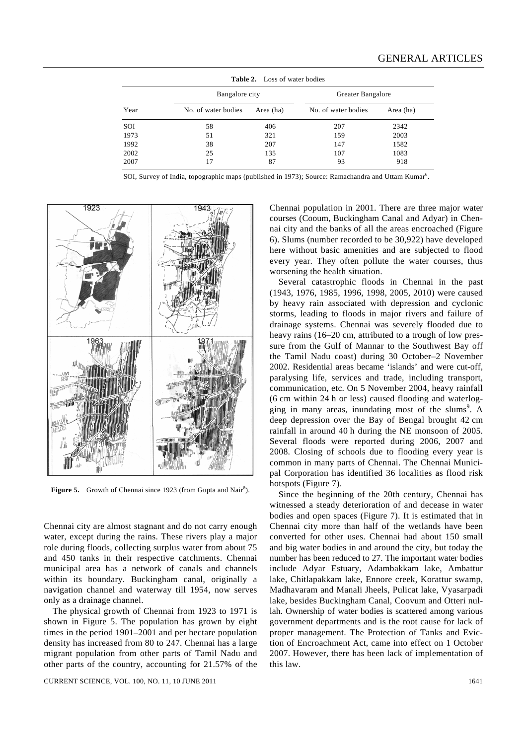**Table 2.** Loss of water bodies

| Year | Bangalore city | | Greater Bangalore | |
|---|---|---|---|---|
| | No. of water bodies | Area (ha) | No. of water bodies | Area (ha) |
| SOI | 58 | 406 | 207 | 2342 |
| 1973 | 51 | 321 | 159 | 2003 |
| 1992 | 38 | 207 | 147 | 1582 |
| 2002 | 25 | 135 | 107 | 1083 |
| 2007 | 17 | 87 | 93 | 918 |

SOI, Survey of India, topographic maps (published in 1973); Source: Ramachandra and Uttam Kumar[6].

**Figure 5.** Growth of Chennai since 1923 (from Gupta and Nair[8]).

Chennai city are almost stagnant and do not carry enough water, except during the rains. These rivers play a major role during floods, collecting surplus water from about 75 and 450 tanks in their respective catchments. Chennai municipal area has a network of canals and channels within its boundary. Buckingham canal, originally a navigation channel and waterway till 1954, now serves only as a drainage channel.

The physical growth of Chennai from 1923 to 1971 is shown in Figure 5. The population has grown by eight times in the period 1901–2001 and per hectare population density has increased from 80 to 247. Chennai has a large migrant population from other parts of Tamil Nadu and other parts of the country, accounting for 21.57% of the Chennai population in 2001. There are three major water courses (Cooum, Buckingham Canal and Adyar) in Chennai city and the banks of all the areas encroached (Figure 6). Slums (number recorded to be 30,922) have developed here without basic amenities and are subjected to flood every year. They often pollute the water courses, thus worsening the health situation.

Several catastrophic floods in Chennai in the past (1943, 1976, 1985, 1996, 1998, 2005, 2010) were caused by heavy rain associated with depression and cyclonic storms, leading to floods in major rivers and failure of drainage systems. Chennai was severely flooded due to heavy rains (16–20 cm, attributed to a trough of low pressure from the Gulf of Mannar to the Southwest Bay off the Tamil Nadu coast) during 30 October–2 November 2002. Residential areas became 'islands' and were cut-off, paralysing life, services and trade, including transport, communication, etc. On 5 November 2004, heavy rainfall (6 cm within 24 h or less) caused flooding and waterlogging in many areas, inundating most of the slums[9]. A deep depression over the Bay of Bengal brought 42 cm rainfall in around 40 h during the NE monsoon of 2005. Several floods were reported during 2006, 2007 and 2008. Closing of schools due to flooding every year is common in many parts of Chennai. The Chennai Municipal Corporation has identified 36 localities as flood risk hotspots (Figure 7).

Since the beginning of the 20th century, Chennai has witnessed a steady deterioration of and decease in water bodies and open spaces (Figure 7). It is estimated that in Chennai city more than half of the wetlands have been converted for other uses. Chennai had about 150 small and big water bodies in and around the city, but today the number has been reduced to 27. The important water bodies include Adyar Estuary, Adambakkam lake, Ambattur lake, Chitlapakkam lake, Ennore creek, Korattur swamp, Madhavaram and Manali Jheels, Pulicat lake, Vyasarpadi lake, besides Buckingham Canal, Coovum and Otteri nullah. Ownership of water bodies is scattered among various government departments and is the root cause for lack of proper management. The Protection of Tanks and Eviction of Encroachment Act, came into effect on 1 October 2007. However, there has been lack of implementation of this law.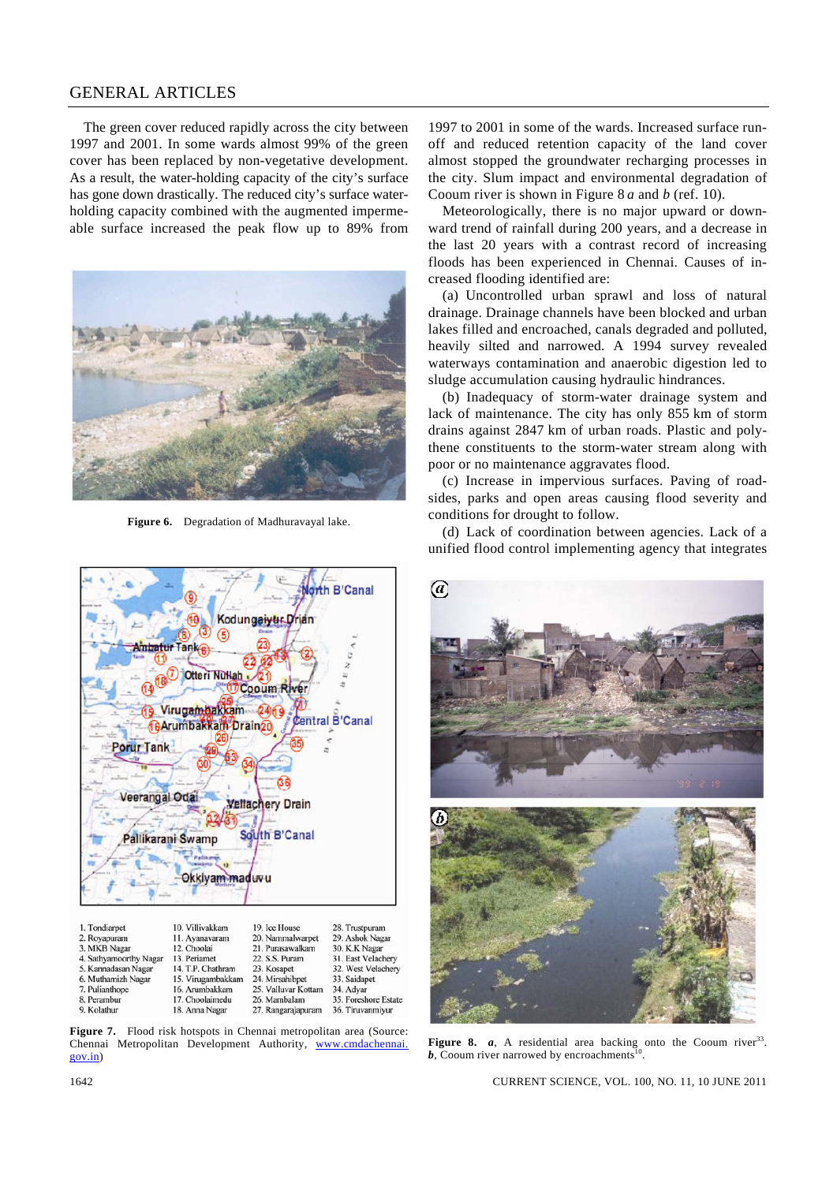The green cover reduced rapidly across the city between 1997 and 2001. In some wards almost 99% of the green cover has been replaced by non-vegetative development. As a result, the water-holding capacity of the city's surface has gone down drastically. The reduced city's surface water-holding capacity combined with the augmented impermeable surface increased the peak flow up to 89% from 1997 to 2001 in some of the wards. Increased surface runoff and reduced retention capacity of the land cover almost stopped the groundwater recharging processes in the city. Slum impact and environmental degradation of Cooum river is shown in Figure 8 *a* and *b* (ref. 10).

**Figure 6.** Degradation of Madhuravayal lake.

**Figure 7.** Flood risk hotspots in Chennai metropolitan area (Source: Chennai Metropolitan Development Authority, www.cmdachennai.gov.in)

Meteorologically, there is no major upward or downward trend of rainfall during 200 years, and a decrease in the last 20 years with a contrast record of increasing floods has been experienced in Chennai. Causes of increased flooding identified are:

(a) Uncontrolled urban sprawl and loss of natural drainage. Drainage channels have been blocked and urban lakes filled and encroached, canals degraded and polluted, heavily silted and narrowed. A 1994 survey revealed waterways contamination and anaerobic digestion led to sludge accumulation causing hydraulic hindrances.

(b) Inadequacy of storm-water drainage system and lack of maintenance. The city has only 855 km of storm drains against 2847 km of urban roads. Plastic and polythene constituents to the storm-water stream along with poor or no maintenance aggravates flood.

(c) Increase in impervious surfaces. Paving of roadsides, parks and open areas causing flood severity and conditions for drought to follow.

(d) Lack of coordination between agencies. Lack of a unified flood control implementing agency that integrates

**Figure 8.** *a*, A residential area backing onto the Cooum river[33]. *b*, Coum river narrowed by encroachments[10].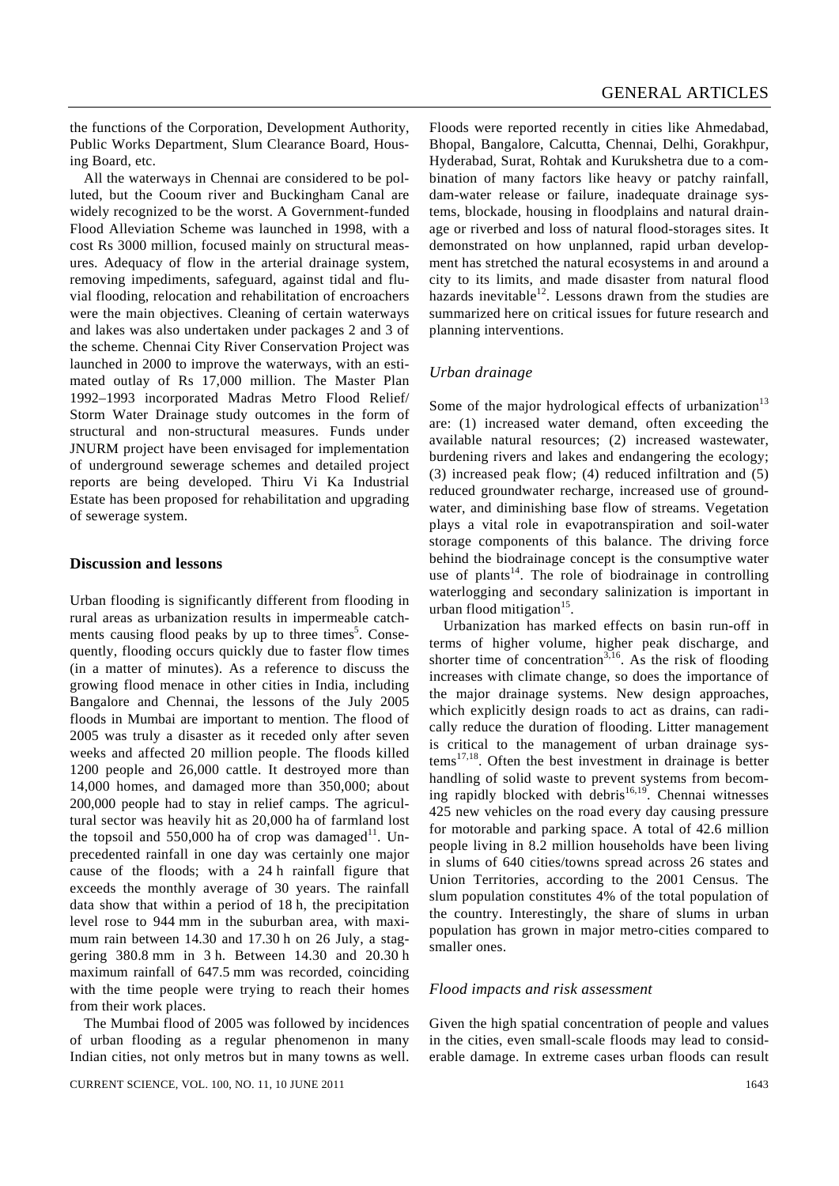the functions of the Corporation, Development Authority, Public Works Department, Slum Clearance Board, Housing Board, etc.

All the waterways in Chennai are considered to be polluted, but the Cooum river and Buckingham Canal are widely recognized to be the worst. A Government-funded Flood Alleviation Scheme was launched in 1998, with a cost Rs 3000 million, focused mainly on structural measures. Adequacy of flow in the arterial drainage system, removing impediments, safeguard, against tidal and fluvial flooding, relocation and rehabilitation of encroachers were the main objectives. Cleaning of certain waterways and lakes was also undertaken under packages 2 and 3 of the scheme. Chennai City River Conservation Project was launched in 2000 to improve the waterways, with an estimated outlay of Rs 17,000 million. The Master Plan 1992–1993 incorporated Madras Metro Flood Relief/ Storm Water Drainage study outcomes in the form of structural and non-structural measures. Funds under JNURM project have been envisaged for implementation of underground sewerage schemes and detailed project reports are being developed. Thiru Vi Ka Industrial Estate has been proposed for rehabilitation and upgrading of sewerage system.

## Discussion and lessons

Urban flooding is significantly different from flooding in rural areas as urbanization results in impermeable catchments causing flood peaks by up to three times[5]. Consequently, flooding occurs quickly due to faster flow times (in a matter of minutes). As a reference to discuss the growing flood menace in other cities in India, including Bangalore and Chennai, the lessons of the July 2005 floods in Mumbai are important to mention. The flood of 2005 was truly a disaster as it receded only after seven weeks and affected 20 million people. The floods killed 1200 people and 26,000 cattle. It destroyed more than 14,000 homes, and damaged more than 350,000; about 200,000 people had to stay in relief camps. The agricultural sector was heavily hit as 20,000 ha of farmland lost the topsoil and 550,000 ha of crop was damaged[11]. Unprecedented rainfall in one day was certainly one major cause of the floods; with a 24 h rainfall figure that exceeds the monthly average of 30 years. The rainfall data show that within a period of 18 h, the precipitation level rose to 944 mm in the suburban area, with maximum rain between 14.30 and 17.30 h on 26 July, a staggering 380.8 mm in 3 h. Between 14.30 and 20.30 h maximum rainfall of 647.5 mm was recorded, coinciding with the time people were trying to reach their homes from their work places.

The Mumbai flood of 2005 was followed by incidences of urban flooding as a regular phenomenon in many Indian cities, not only metros but in many towns as well. Floods were reported recently in cities like Ahmedabad, Bhopal, Bangalore, Calcutta, Chennai, Delhi, Gorakhpur, Hyderabad, Surat, Rohtak and Kurukshetra due to a combination of many factors like heavy or patchy rainfall, dam-water release or failure, inadequate drainage systems, blockade, housing in floodplains and natural drainage or riverbed and loss of natural flood-storages sites. It demonstrated on how unplanned, rapid urban development has stretched the natural ecosystems in and around a city to its limits, and made disaster from natural flood hazards inevitable[12]. Lessons drawn from the studies are summarized here on critical issues for future research and planning interventions.

### *Urban drainage*

Some of the major hydrological effects of urbanization[13] are: (1) increased water demand, often exceeding the available natural resources; (2) increased wastewater, burdening rivers and lakes and endangering the ecology; (3) increased peak flow; (4) reduced infiltration and (5) reduced groundwater recharge, increased use of groundwater, and diminishing base flow of streams. Vegetation plays a vital role in evapotranspiration and soil-water storage components of this balance. The driving force behind the biodrainage concept is the consumptive water use of plants[14]. The role of biodrainage in controlling waterlogging and secondary salinization is important in urban flood mitigation[15].

Urbanization has marked effects on basin run-off in terms of higher volume, higher peak discharge, and shorter time of concentration[3,16]. As the risk of flooding increases with climate change, so does the importance of the major drainage systems. New design approaches, which explicitly design roads to act as drains, can radically reduce the duration of flooding. Litter management is critical to the management of urban drainage systems[17,18]. Often the best investment in drainage is better handling of solid waste to prevent systems from becoming rapidly blocked with debris[16,19]. Chennai witnesses 425 new vehicles on the road every day causing pressure for motorable and parking space. A total of 42.6 million people living in 8.2 million households have been living in slums of 640 cities/towns spread across 26 states and Union Territories, according to the 2001 Census. The slum population constitutes 4% of the total population of the country. Interestingly, the share of slums in urban population has grown in major metro-cities compared to smaller ones.

### *Flood impacts and risk assessment*

Given the high spatial concentration of people and values in the cities, even small-scale floods may lead to considerable damage. In extreme cases urban floods can result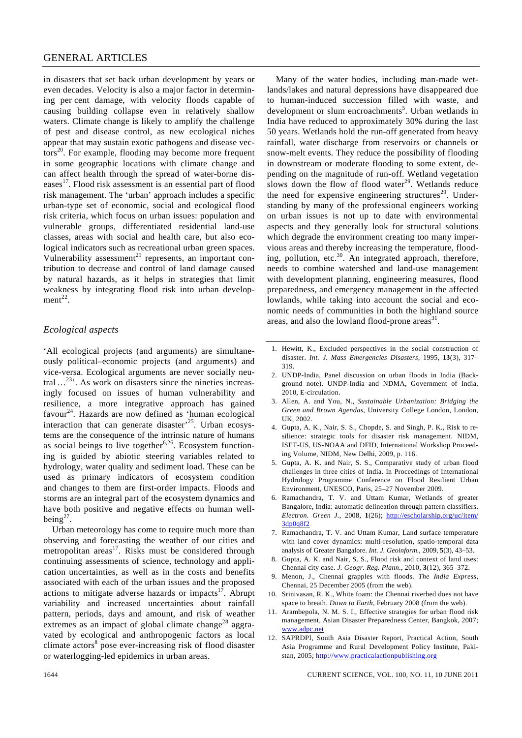in disasters that set back urban development by years or even decades. Velocity is also a major factor in determining per cent damage, with velocity floods capable of causing building collapse even in relatively shallow waters. Climate change is likely to amplify the challenge of pest and disease control, as new ecological niches appear that may sustain exotic pathogens and disease vectors[20]. For example, flooding may become more frequent in some geographic locations with climate change and can affect health through the spread of water-borne diseases[17]. Flood risk assessment is an essential part of flood risk management. The 'urban' approach includes a specific urban-type set of economic, social and ecological flood risk criteria, which focus on urban issues: population and vulnerable groups, differentiated residential land-use classes, areas with social and health care, but also ecological indicators such as recreational urban green spaces. Vulnerability assessment[21] represents, an important contribution to decrease and control of land damage caused by natural hazards, as it helps in strategies that limit weakness by integrating flood risk into urban development[22].

## *Ecological aspects*

'All ecological projects (and arguments) are simultaneously political–economic projects (and arguments) and vice-versa. Ecological arguments are never socially neutral ...[23]'. As work on disasters since the nineties increasingly focused on issues of human vulnerability and resilience, a more integrative approach has gained favour[24]. Hazards are now defined as 'human ecological interaction that can generate disaster'[25]. Urban ecosystems are the consequence of the intrinsic nature of humans as social beings to live together[6,26]. Ecosystem functioning is guided by abiotic steering variables related to hydrology, water quality and sediment load. These can be used as primary indicators of ecosystem condition and changes to them are first-order impacts. Floods and storms are an integral part of the ecosystem dynamics and have both positive and negative effects on human well-being[27].

Urban meteorology has come to require much more than observing and forecasting the weather of our cities and metropolitan areas[17]. Risks must be considered through continuing assessments of science, technology and application uncertainties, as well as in the costs and benefits associated with each of the urban issues and the proposed actions to mitigate adverse hazards or impacts[17]. Abrupt variability and increased uncertainties about rainfall pattern, periods, days and amount, and risk of weather extremes as an impact of global climate change[28] aggravated by ecological and anthropogenic factors as local climate actors[8] pose ever-increasing risk of flood disaster or waterlogging-led epidemics in urban areas.

Many of the water bodies, including man-made wetlands/lakes and natural depressions have disappeared due to human-induced succession filled with waste, and development or slum encroachments[5]. Urban wetlands in India have reduced to approximately 30% during the last 50 years. Wetlands hold the run-off generated from heavy rainfall, water discharge from reservoirs or channels or snow-melt events. They reduce the possibility of flooding in downstream or moderate flooding to some extent, depending on the magnitude of run-off. Wetland vegetation slows down the flow of flood water[29]. Wetlands reduce the need for expensive engineering structures[29]. Understanding by many of the professional engineers working on urban issues is not up to date with environmental aspects and they generally look for structural solutions which degrade the environment creating too many impervious areas and thereby increasing the temperature, flooding, pollution, etc.[30]. An integrated approach, therefore, needs to combine watershed and land-use management with development planning, engineering measures, flood preparedness, and emergency management in the affected lowlands, while taking into account the social and economic needs of communities in both the highland source areas, and also the lowland flood-prone areas[31].

1. Hewitt, K., Excluded perspectives in the social construction of disaster. *Int. J. Mass Emergencies Disasters*, 1995, **13**(3), 317–319.
2. UNDP-India, Panel discussion on urban floods in India (Background note). UNDP-India and NDMA, Government of India, 2010, E-circulation.
3. Allen, A. and You, N., *Sustainable Urbanization: Bridging the Green and Brown Agendas*, University College London, London, UK, 2002.
4. Gupta, A. K., Nair, S. S., Chopde, S. and Singh, P. K., Risk to resilience: strategic tools for disaster risk management. NIDM, ISET-US, US-NOAA and DFID, International Workshop Proceeding Volume, NIDM, New Delhi, 2009, p. 116.
5. Gupta, A. K. and Nair, S. S., Comparative study of urban flood challenges in three cities of India. In Proceedings of International Hydrology Programme Conference on Flood Resilient Urban Environment, UNESCO, Paris, 25–27 November 2009.
6. Ramachandra, T. V. and Uttam Kumar, Wetlands of greater Bangalore, India: automatic delineation through pattern classifiers. *Electron. Green J.*, 2008, **1**(26); http://escholarship.org/uc/item/3dp0q8f2
7. Ramachandra, T. V. and Uttam Kumar, Land surface temperature with land cover dynamics: multi-resolution, spatio-temporal data analysis of Greater Bangalore. *Int. J. Geoinform.*, 2009, **5**(3), 43–53.
8. Gupta, A. K. and Nair, S. S., Flood risk and context of land uses: Chennai city case. *J. Geogr. Reg. Plann.*, 2010, **3**(12), 365–372.
9. Menon, J., Chennai grapples with floods. *The India Express*, Chennai, 25 December 2005 (from the web).
10. Srinivasan, R. K., White foam: the Chennai riverbed does not have space to breath. *Down to Earth*, February 2008 (from the web).
11. Arambepola, N. M. S. I., Effective strategies for urban flood risk management, Asian Disaster Preparedness Center, Bangkok, 2007; www.adpc.net
12. SAPRDPI, South Asia Disaster Report, Practical Action, South Asia Programme and Rural Development Policy Institute, Pakistan, 2005; http://www.practicalactionpublishing.org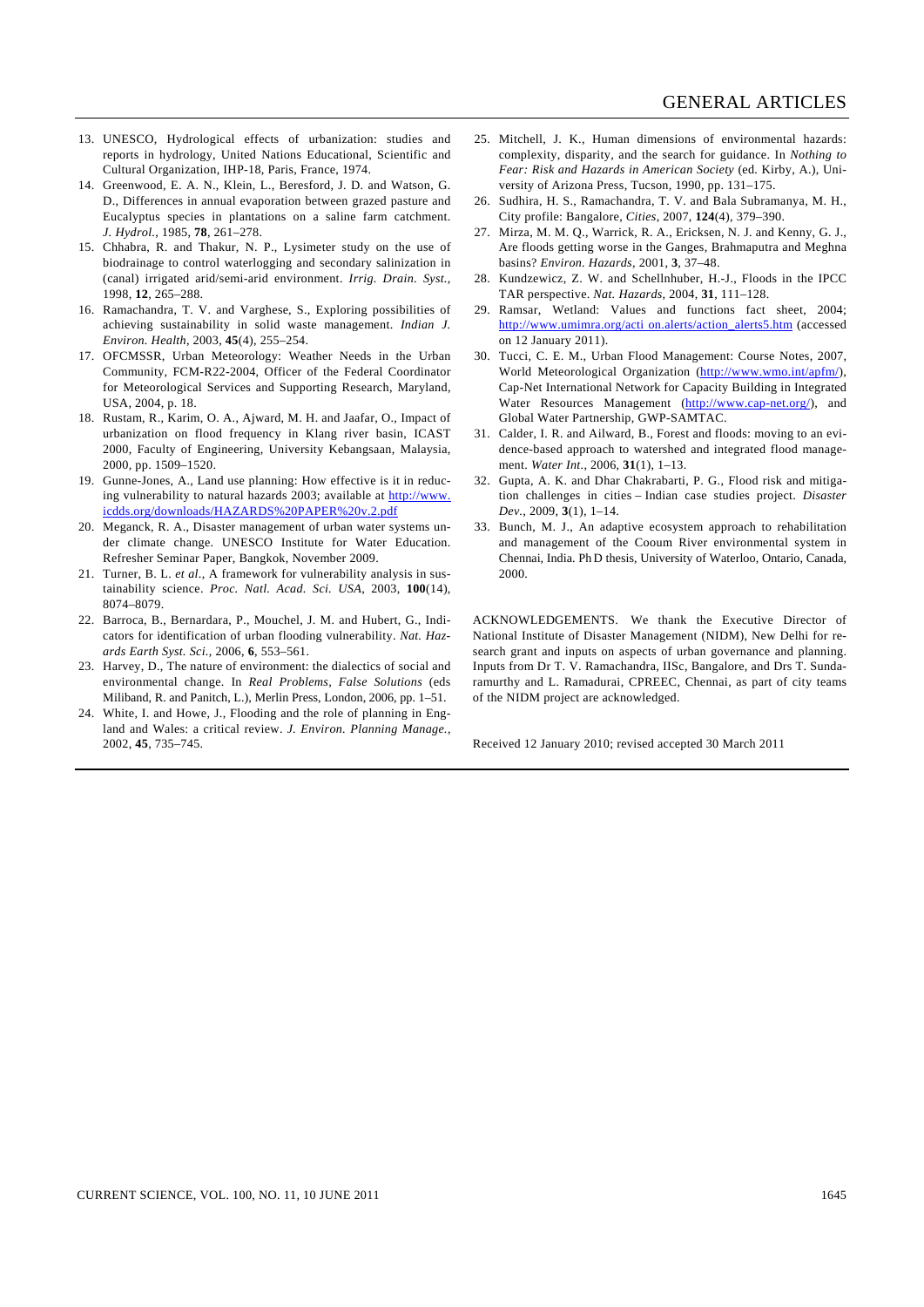13. UNESCO, Hydrological effects of urbanization: studies and reports in hydrology, United Nations Educational, Scientific and Cultural Organization, IHP-18, Paris, France, 1974.
14. Greenwood, E. A. N., Klein, L., Beresford, J. D. and Watson, G. D., Differences in annual evaporation between grazed pasture and Eucalyptus species in plantations on a saline farm catchment. *J. Hydrol.*, 1985, **78**, 261–278.
15. Chhabra, R. and Thakur, N. P., Lysimeter study on the use of biodrainage to control waterlogging and secondary salinization in (canal) irrigated arid/semi-arid environment. *Irrig. Drain. Syst.*, 1998, **12**, 265–288.
16. Ramachandra, T. V. and Varghese, S., Exploring possibilities of achieving sustainability in solid waste management. *Indian J. Environ. Health*, 2003, **45**(4), 255–254.
17. OFCMSSR, Urban Meteorology: Weather Needs in the Urban Community, FCM-R22-2004, Officer of the Federal Coordinator for Meteorological Services and Supporting Research, Maryland, USA, 2004, p. 18.
18. Rustam, R., Karim, O. A., Ajward, M. H. and Jaafar, O., Impact of urbanization on flood frequency in Klang river basin, ICAST 2000, Faculty of Engineering, University Kebangsaan, Malaysia, 2000, pp. 1509–1520.
19. Gunne-Jones, A., Land use planning: How effective is it in reducing vulnerability to natural hazards 2003; available at http://www.icdds.org/downloads/HAZARDS%20PAPER%20v.2.pdf
20. Meganck, R. A., Disaster management of urban water systems under climate change. UNESCO Institute for Water Education. Refresher Seminar Paper, Bangkok, November 2009.
21. Turner, B. L. *et al.*, A framework for vulnerability analysis in sustainability science. *Proc. Natl. Acad. Sci. USA*, 2003, **100**(14), 8074–8079.
22. Barroca, B., Bernardara, P., Mouchel, J. M. and Hubert, G., Indicators for identification of urban flooding vulnerability. *Nat. Hazards Earth Syst. Sci.*, 2006, **6**, 553–561.
23. Harvey, D., The nature of environment: the dialectics of social and environmental change. In *Real Problems, False Solutions* (eds Miliband, R. and Panitch, L.), Merlin Press, London, 2006, pp. 1–51.
24. White, I. and Howe, J., Flooding and the role of planning in England and Wales: a critical review. *J. Environ. Planning Manage.*, 2002, **45**, 735–745.
25. Mitchell, J. K., Human dimensions of environmental hazards: complexity, disparity, and the search for guidance. In *Nothing to Fear: Risk and Hazards in American Society* (ed. Kirby, A.), University of Arizona Press, Tucson, 1990, pp. 131–175.
26. Sudhira, H. S., Ramachandra, T. V. and Bala Subramanya, M. H., City profile: Bangalore, *Cities*, 2007, **124**(4), 379–390.
27. Mirza, M. M. Q., Warrick, R. A., Ericksen, N. J. and Kenny, G. J., Are floods getting worse in the Ganges, Brahmaputra and Meghna basins? *Environ. Hazards*, 2001, **3**, 37–48.
28. Kundzewicz, Z. W. and Schellnhuber, H.-J., Floods in the IPCC TAR perspective. *Nat. Hazards*, 2004, **31**, 111–128.
29. Ramsar, Wetland: Values and functions fact sheet, 2004; http://www.umimra.org/acti on.alerts/action_alerts5.htm (accessed on 12 January 2011).
30. Tucci, C. E. M., Urban Flood Management: Course Notes, 2007, World Meteorological Organization (http://www.wmo.int/apfm/), Cap-Net International Network for Capacity Building in Integrated Water Resources Management (http://www.cap-net.org/), and Global Water Partnership, GWP-SAMTAC.
31. Calder, I. R. and Ailward, B., Forest and floods: moving to an evidence-based approach to watershed and integrated flood management. *Water Int.*, 2006, **31**(1), 1–13.
32. Gupta, A. K. and Dhar Chakrabarti, P. G., Flood risk and mitigation challenges in cities – Indian case studies project. *Disaster Dev.*, 2009, **3**(1), 1–14.
33. Bunch, M. J., An adaptive ecosystem approach to rehabilitation and management of the Cooum River environmental system in Chennai, India. Ph D thesis, University of Waterloo, Ontario, Canada, 2000.

ACKNOWLEDGEMENTS. We thank the Executive Director of National Institute of Disaster Management (NIDM), New Delhi for research grant and inputs on aspects of urban governance and planning. Inputs from Dr T. V. Ramachandra, IISc, Bangalore, and Drs T. Sundaramurthy and L. Ramadurai, CPREEC, Chennai, as part of city teams of the NIDM project are acknowledged.

Received 12 January 2010; revised accepted 30 March 2011